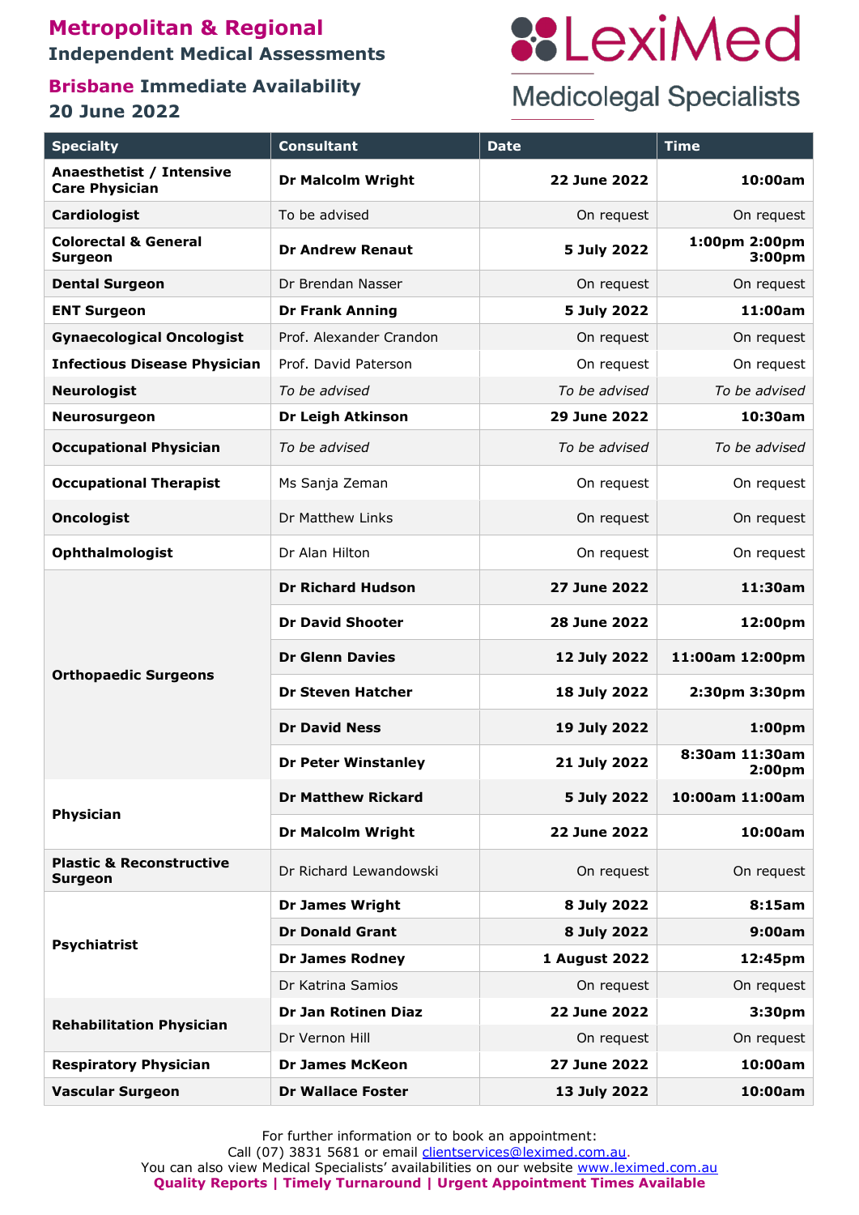# Metropolitan & Regional
## Independent Medical Assessments

### Brisbane Immediate Availability
### 20 June 2022

LexiMed
Medicolegal Specialists

| Specialty | Consultant | Date | Time |
|---|---|---|---|
| **Anaesthetist / Intensive Care Physician** | **Dr Malcolm Wright** | **22 June 2022** | **10:00am** |
| **Cardiologist** | To be advised | On request | On request |
| **Colorectal & General Surgeon** | **Dr Andrew Renaut** | **5 July 2022** | **1:00pm 2:00pm 3:00pm** |
| **Dental Surgeon** | Dr Brendan Nasser | On request | On request |
| **ENT Surgeon** | **Dr Frank Anning** | **5 July 2022** | **11:00am** |
| **Gynaecological Oncologist** | Prof. Alexander Crandon | On request | On request |
| **Infectious Disease Physician** | Prof. David Paterson | On request | On request |
| **Neurologist** | *To be advised* | *To be advised* | *To be advised* |
| **Neurosurgeon** | **Dr Leigh Atkinson** | **29 June 2022** | **10:30am** |
| **Occupational Physician** | *To be advised* | *To be advised* | *To be advised* |
| **Occupational Therapist** | Ms Sanja Zeman | On request | On request |
| **Oncologist** | Dr Matthew Links | On request | On request |
| **Ophthalmologist** | Dr Alan Hilton | On request | On request |
| **Orthopaedic Surgeons** | **Dr Richard Hudson** | **27 June 2022** | **11:30am** |
| | **Dr David Shooter** | **28 June 2022** | **12:00pm** |
| | **Dr Glenn Davies** | **12 July 2022** | **11:00am 12:00pm** |
| | **Dr Steven Hatcher** | **18 July 2022** | **2:30pm 3:30pm** |
| | **Dr David Ness** | **19 July 2022** | **1:00pm** |
| | **Dr Peter Winstanley** | **21 July 2022** | **8:30am 11:30am 2:00pm** |
| **Physician** | **Dr Matthew Rickard** | **5 July 2022** | **10:00am 11:00am** |
| | **Dr Malcolm Wright** | **22 June 2022** | **10:00am** |
| **Plastic & Reconstructive Surgeon** | Dr Richard Lewandowski | On request | On request |
| **Psychiatrist** | **Dr James Wright** | **8 July 2022** | **8:15am** |
| | **Dr Donald Grant** | **8 July 2022** | **9:00am** |
| | **Dr James Rodney** | **1 August 2022** | **12:45pm** |
| | Dr Katrina Samios | On request | On request |
| **Rehabilitation Physician** | **Dr Jan Rotinen Diaz** | **22 June 2022** | **3:30pm** |
| | Dr Vernon Hill | On request | On request |
| **Respiratory Physician** | **Dr James McKeon** | **27 June 2022** | **10:00am** |
| **Vascular Surgeon** | **Dr Wallace Foster** | **13 July 2022** | **10:00am** |

For further information or to book an appointment:
Call (07) 3831 5681 or email clientservices@leximed.com.au.
You can also view Medical Specialists' availabilities on our website www.leximed.com.au
**Quality Reports | Timely Turnaround | Urgent Appointment Times Available**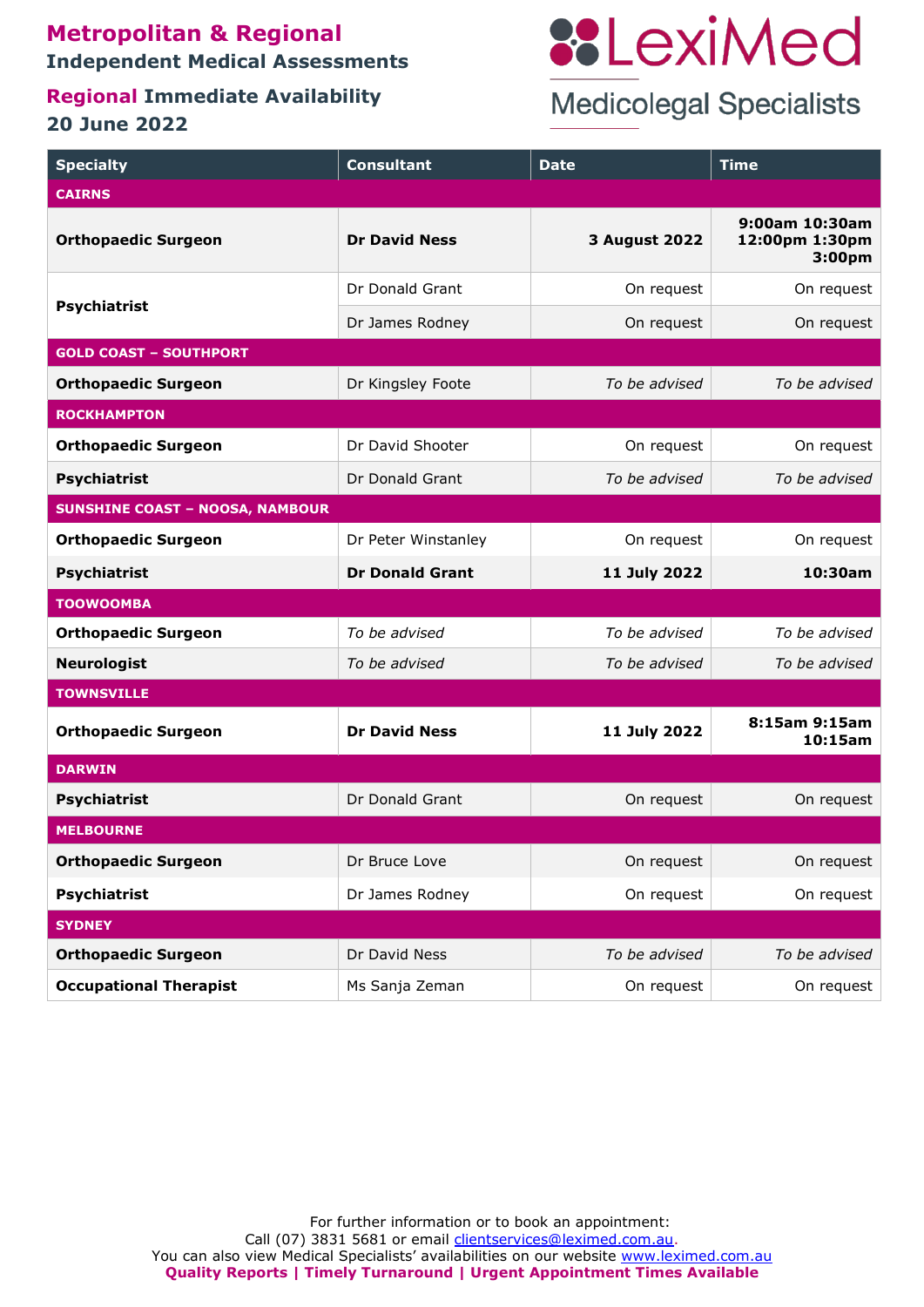# Metropolitan & Regional

**Independent Medical Assessments**

## Regional Immediate Availability

**20 June 2022**

LexiMed

Medicolegal Specialists

| Specialty | Consultant | Date | Time |
|---|---|---|---|
| **CAIRNS** | | | |
| **Orthopaedic Surgeon** | **Dr David Ness** | **3 August 2022** | **9:00am 10:30am 12:00pm 1:30pm 3:00pm** |
| **Psychiatrist** | Dr Donald Grant | On request | On request |
| | Dr James Rodney | On request | On request |
| **GOLD COAST – SOUTHPORT** | | | |
| **Orthopaedic Surgeon** | Dr Kingsley Foote | *To be advised* | *To be advised* |
| **ROCKHAMPTON** | | | |
| **Orthopaedic Surgeon** | Dr David Shooter | On request | On request |
| **Psychiatrist** | Dr Donald Grant | *To be advised* | *To be advised* |
| **SUNSHINE COAST – NOOSA, NAMBOUR** | | | |
| **Orthopaedic Surgeon** | Dr Peter Winstanley | On request | On request |
| **Psychiatrist** | **Dr Donald Grant** | **11 July 2022** | **10:30am** |
| **TOOWOOMBA** | | | |
| **Orthopaedic Surgeon** | *To be advised* | *To be advised* | *To be advised* |
| **Neurologist** | *To be advised* | *To be advised* | *To be advised* |
| **TOWNSVILLE** | | | |
| **Orthopaedic Surgeon** | **Dr David Ness** | **11 July 2022** | **8:15am 9:15am 10:15am** |
| **DARWIN** | | | |
| **Psychiatrist** | Dr Donald Grant | On request | On request |
| **MELBOURNE** | | | |
| **Orthopaedic Surgeon** | Dr Bruce Love | On request | On request |
| **Psychiatrist** | Dr James Rodney | On request | On request |
| **SYDNEY** | | | |
| **Orthopaedic Surgeon** | Dr David Ness | *To be advised* | *To be advised* |
| **Occupational Therapist** | Ms Sanja Zeman | On request | On request |

For further information or to book an appointment:
Call (07) 3831 5681 or email clientservices@leximed.com.au.
You can also view Medical Specialists' availabilities on our website www.leximed.com.au

**Quality Reports | Timely Turnaround | Urgent Appointment Times Available**